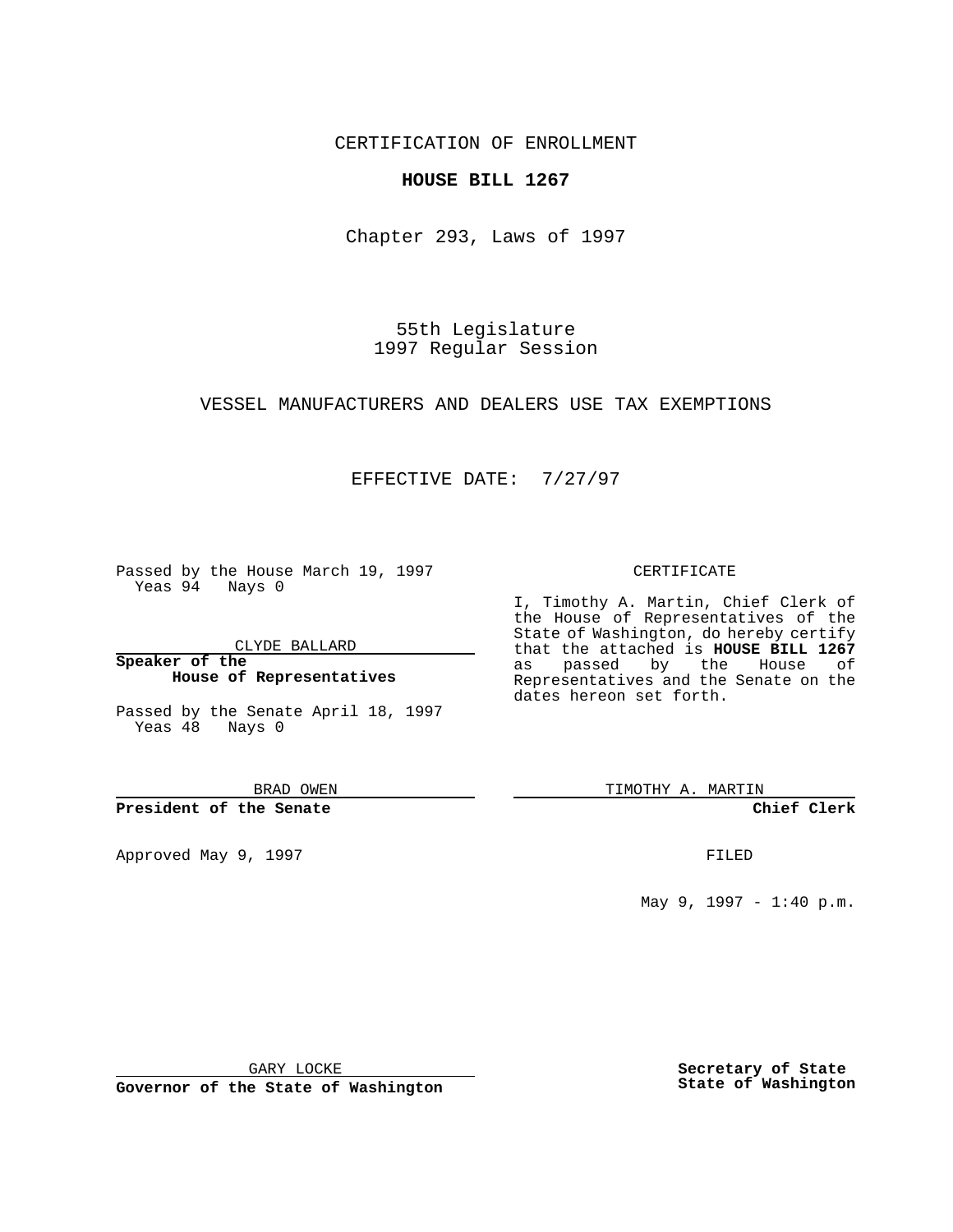CERTIFICATION OF ENROLLMENT

**HOUSE BILL 1267**

Chapter 293, Laws of 1997

55th Legislature
1997 Regular Session

VESSEL MANUFACTURERS AND DEALERS USE TAX EXEMPTIONS

EFFECTIVE DATE: 7/27/97

Passed by the House March 19, 1997
Yeas 94 Nays 0

CLYDE BALLARD

**Speaker of the House of Representatives**

Passed by the Senate April 18, 1997
Yeas 48 Nays 0

BRAD OWEN

**President of the Senate**

Approved May 9, 1997

GARY LOCKE

**Governor of the State of Washington**

CERTIFICATE

I, Timothy A. Martin, Chief Clerk of the House of Representatives of the State of Washington, do hereby certify that the attached is **HOUSE BILL 1267** as passed by the House of Representatives and the Senate on the dates hereon set forth.

TIMOTHY A. MARTIN

**Chief Clerk**

FILED

May 9, 1997 - 1:40 p.m.

**Secretary of State**
**State of Washington**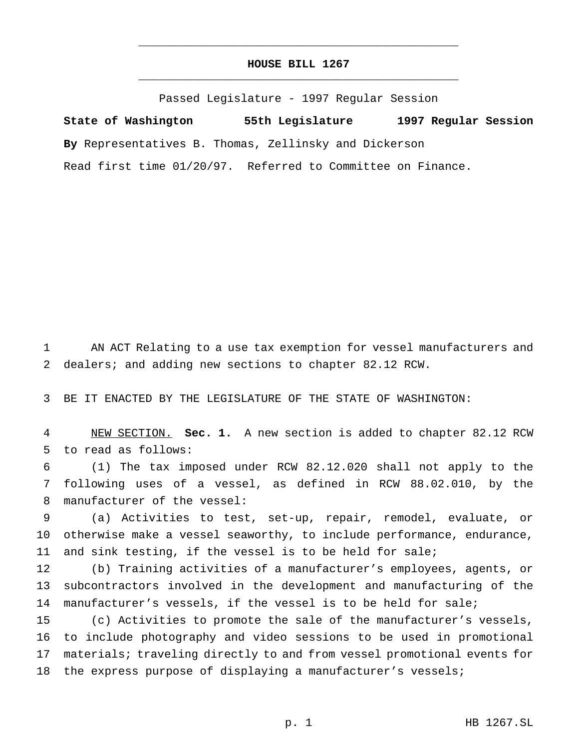# HOUSE BILL 1267

Passed Legislature - 1997 Regular Session

**State of Washington 55th Legislature 1997 Regular Session**

**By** Representatives B. Thomas, Zellinsky and Dickerson

Read first time 01/20/97. Referred to Committee on Finance.

AN ACT Relating to a use tax exemption for vessel manufacturers and dealers; and adding new sections to chapter 82.12 RCW.

BE IT ENACTED BY THE LEGISLATURE OF THE STATE OF WASHINGTON:

NEW SECTION. **Sec. 1.** A new section is added to chapter 82.12 RCW to read as follows:

(1) The tax imposed under RCW 82.12.020 shall not apply to the following uses of a vessel, as defined in RCW 88.02.010, by the manufacturer of the vessel:

(a) Activities to test, set-up, repair, remodel, evaluate, or otherwise make a vessel seaworthy, to include performance, endurance, and sink testing, if the vessel is to be held for sale;

(b) Training activities of a manufacturer's employees, agents, or subcontractors involved in the development and manufacturing of the manufacturer's vessels, if the vessel is to be held for sale;

(c) Activities to promote the sale of the manufacturer's vessels, to include photography and video sessions to be used in promotional materials; traveling directly to and from vessel promotional events for the express purpose of displaying a manufacturer's vessels;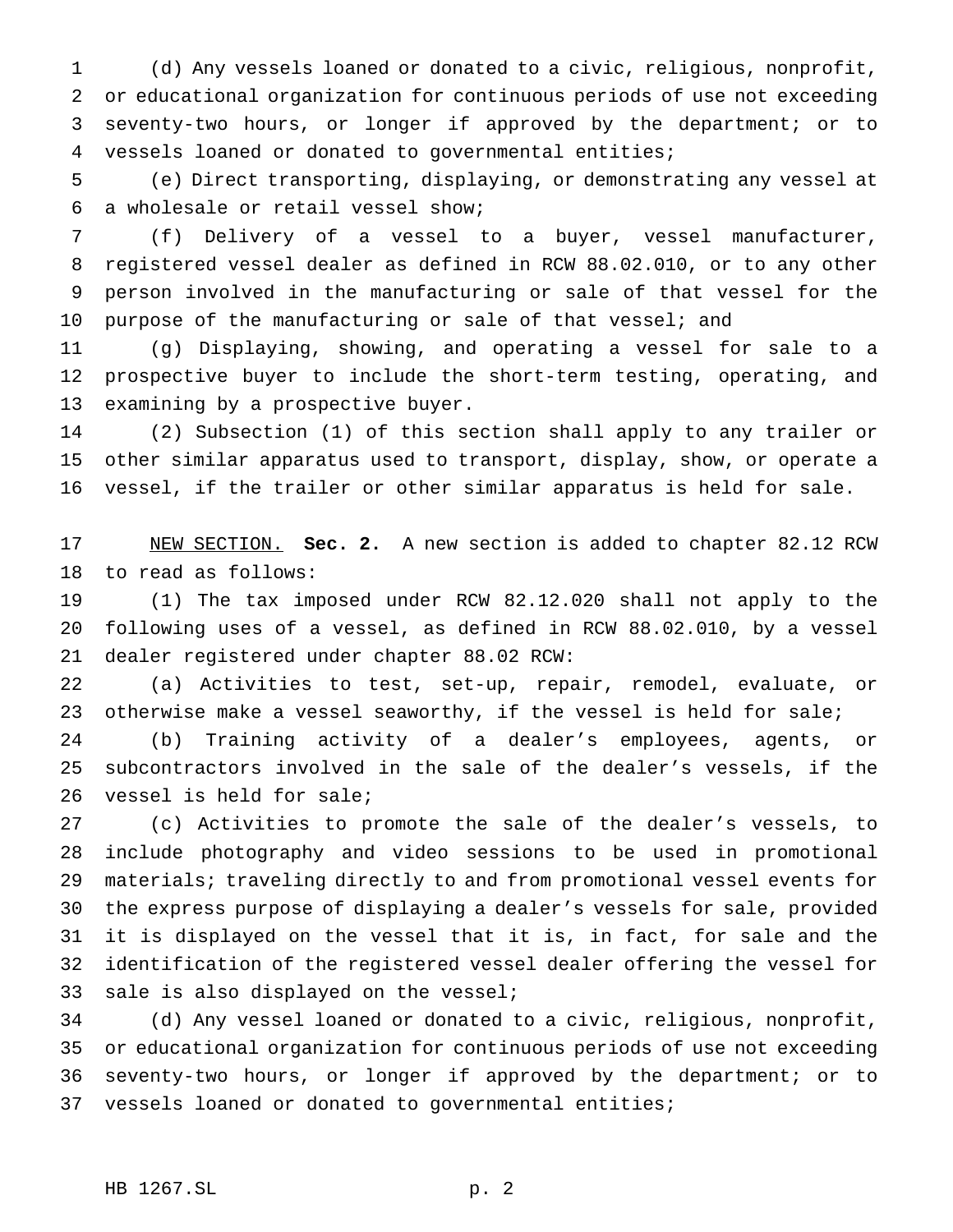(d) Any vessels loaned or donated to a civic, religious, nonprofit, or educational organization for continuous periods of use not exceeding seventy-two hours, or longer if approved by the department; or to vessels loaned or donated to governmental entities;

(e) Direct transporting, displaying, or demonstrating any vessel at a wholesale or retail vessel show;

(f) Delivery of a vessel to a buyer, vessel manufacturer, registered vessel dealer as defined in RCW 88.02.010, or to any other person involved in the manufacturing or sale of that vessel for the purpose of the manufacturing or sale of that vessel; and

(g) Displaying, showing, and operating a vessel for sale to a prospective buyer to include the short-term testing, operating, and examining by a prospective buyer.

(2) Subsection (1) of this section shall apply to any trailer or other similar apparatus used to transport, display, show, or operate a vessel, if the trailer or other similar apparatus is held for sale.

NEW SECTION. **Sec. 2.** A new section is added to chapter 82.12 RCW to read as follows:

(1) The tax imposed under RCW 82.12.020 shall not apply to the following uses of a vessel, as defined in RCW 88.02.010, by a vessel dealer registered under chapter 88.02 RCW:

(a) Activities to test, set-up, repair, remodel, evaluate, or otherwise make a vessel seaworthy, if the vessel is held for sale;

(b) Training activity of a dealer's employees, agents, or subcontractors involved in the sale of the dealer's vessels, if the vessel is held for sale;

(c) Activities to promote the sale of the dealer's vessels, to include photography and video sessions to be used in promotional materials; traveling directly to and from promotional vessel events for the express purpose of displaying a dealer's vessels for sale, provided it is displayed on the vessel that it is, in fact, for sale and the identification of the registered vessel dealer offering the vessel for sale is also displayed on the vessel;

(d) Any vessel loaned or donated to a civic, religious, nonprofit, or educational organization for continuous periods of use not exceeding seventy-two hours, or longer if approved by the department; or to vessels loaned or donated to governmental entities;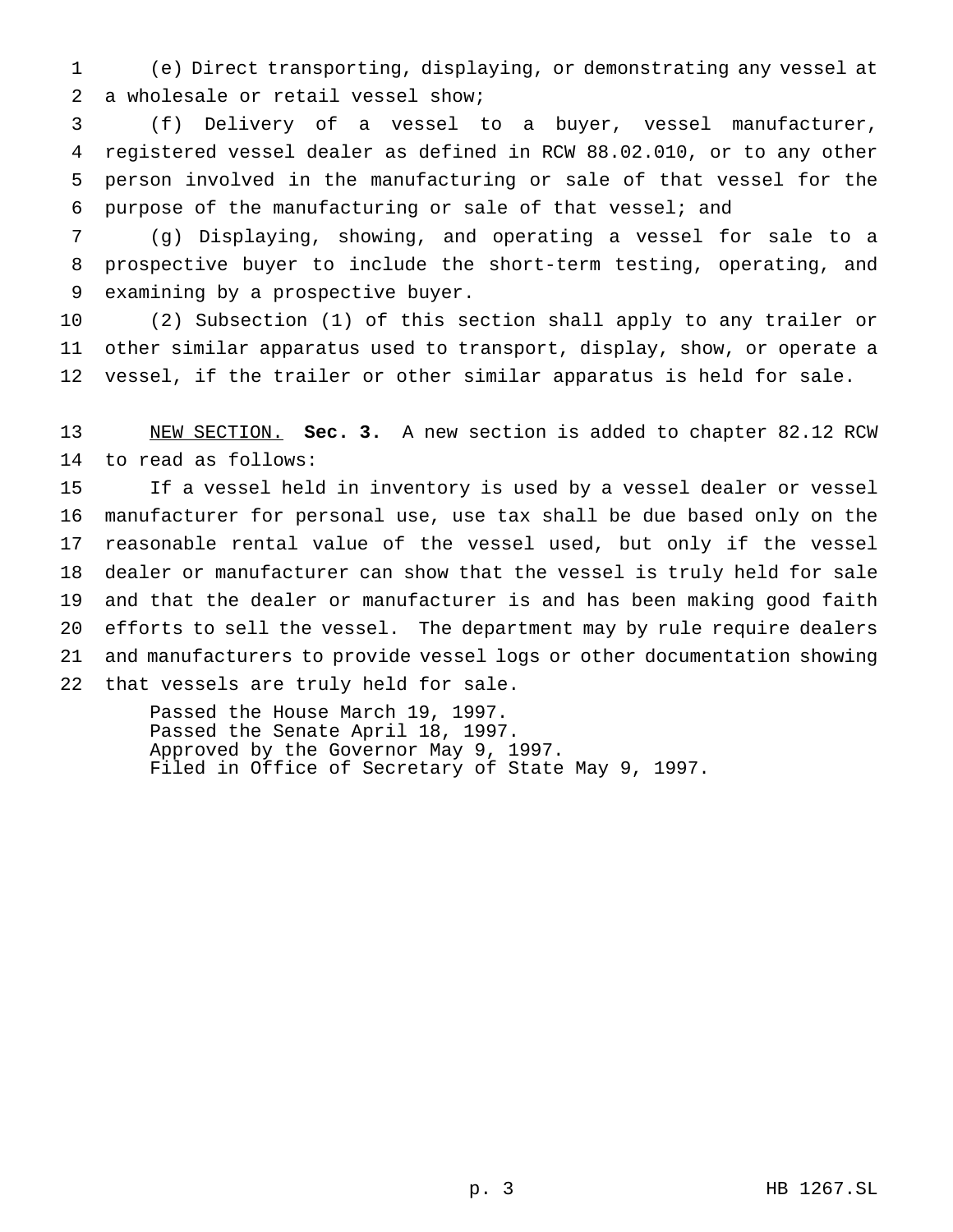(e) Direct transporting, displaying, or demonstrating any vessel at a wholesale or retail vessel show;

(f) Delivery of a vessel to a buyer, vessel manufacturer, registered vessel dealer as defined in RCW 88.02.010, or to any other person involved in the manufacturing or sale of that vessel for the purpose of the manufacturing or sale of that vessel; and

(g) Displaying, showing, and operating a vessel for sale to a prospective buyer to include the short-term testing, operating, and examining by a prospective buyer.

(2) Subsection (1) of this section shall apply to any trailer or other similar apparatus used to transport, display, show, or operate a vessel, if the trailer or other similar apparatus is held for sale.

NEW SECTION. **Sec. 3.** A new section is added to chapter 82.12 RCW to read as follows:

If a vessel held in inventory is used by a vessel dealer or vessel manufacturer for personal use, use tax shall be due based only on the reasonable rental value of the vessel used, but only if the vessel dealer or manufacturer can show that the vessel is truly held for sale and that the dealer or manufacturer is and has been making good faith efforts to sell the vessel. The department may by rule require dealers and manufacturers to provide vessel logs or other documentation showing that vessels are truly held for sale.

Passed the House March 19, 1997.
Passed the Senate April 18, 1997.
Approved by the Governor May 9, 1997.
Filed in Office of Secretary of State May 9, 1997.